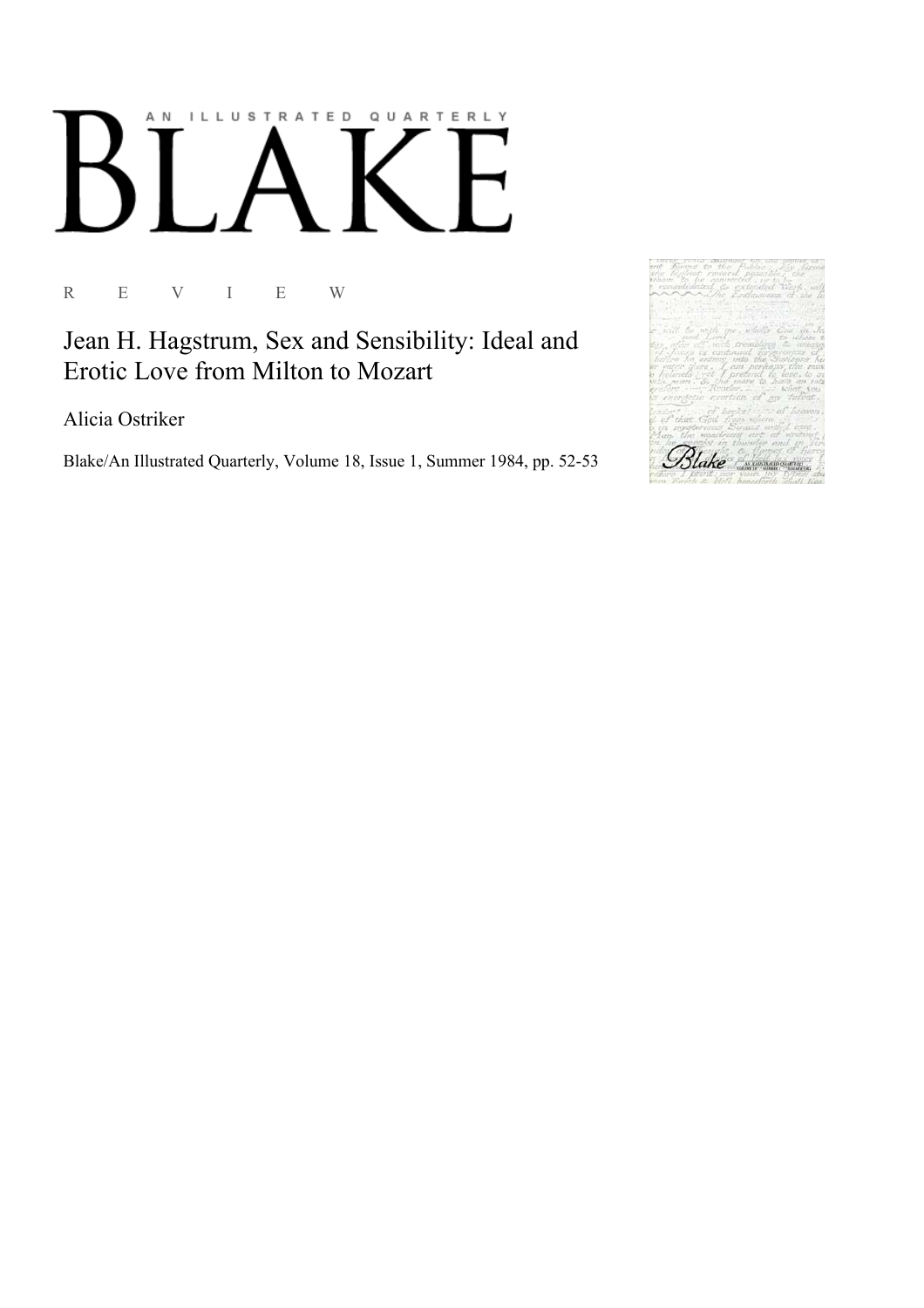AN ILLUSTRATED QUARTERLY

# BLAKE

R E V I E W

## Jean H. Hagstrum, Sex and Sensibility: Ideal and Erotic Love from Milton to Mozart

Alicia Ostriker

Blake/An Illustrated Quarterly, Volume 18, Issue 1, Summer 1984, pp. 52-53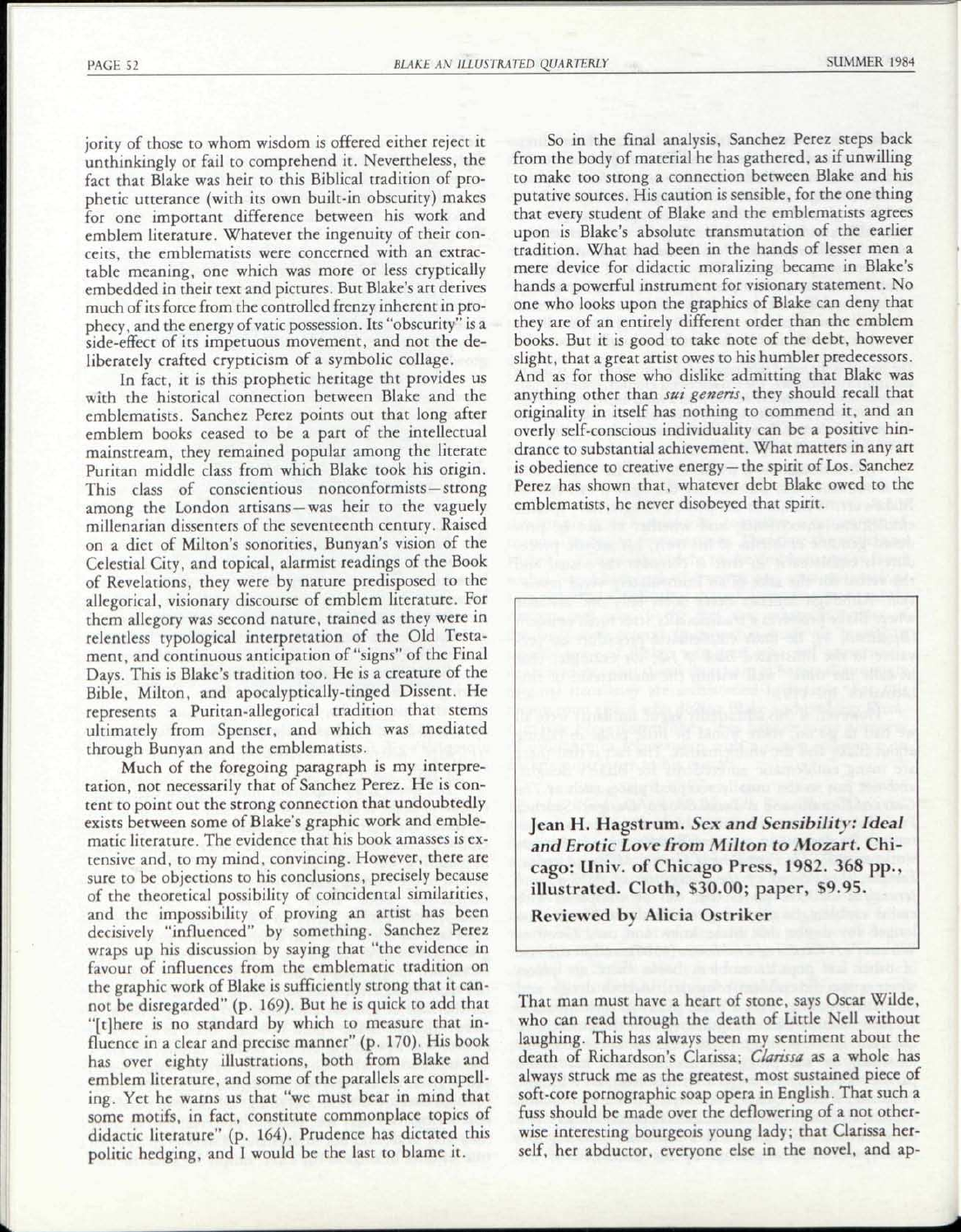jority of those to whom wisdom is offered either reject it unthinkingly or fail to comprehend it. Nevertheless, the fact that Blake was heir to this Biblical tradition of prophetic utterance (with its own built-in obscurity) makes for one important difference between his work and emblem literature. Whatever the ingenuity of their conceits, the emblematists were concerned with an extractable meaning, one which was more or less cryptically embedded in their text and pictures. But Blake's art derives much of its force from the controlled frenzy inherent in prophecy, and the energy of vatic possession. Its "obscurity" is a side-effect of its impetuous movement, and not the deliberately crafted crypticism of a symbolic collage.

In fact, it is this prophetic heritage tht provides us with the historical connection between Blake and the emblematists. Sanchez Perez points out that long after emblem books ceased to be a part of the intellectual mainstream, they remained popular among the literate Puritan middle class from which Blake took his origin. This class of conscientious nonconformists—strong among the London artisans—was heir to the vaguely millenarian dissenters of the seventeenth century. Raised on a diet of Milton's sonorities, Bunyan's vision of the Celestial City, and topical, alarmist readings of the Book of Revelations, they were by nature predisposed to the allegorical, visionary discourse of emblem literature. For them allegory was second nature, trained as they were in relentless typological interpretation of the Old Testament, and continuous anticipation of "signs" of the Final Days. This is Blake's tradition too. He is a creature of the Bible, Milton, and apocalyptically-tinged Dissent. He represents a Puritan-allegorical tradition that stems ultimately from Spenser, and which was mediated through Bunyan and the emblematists.

Much of the foregoing paragraph is my interpretation, not necessarily that of Sanchez Perez. He is content to point out the strong connection that undoubtedly exists between some of Blake's graphic work and emblematic literature. The evidence that his book amasses is extensive and, to my mind, convincing. However, there are sure to be objections to his conclusions, precisely because of the theoretical possibility of coincidental similarities, and the impossibility of proving an artist has been decisively "influenced" by something. Sanchez Perez wraps up his discussion by saying that "the evidence in favour of influences from the emblematic tradition on the graphic work of Blake is sufficiently strong that it cannot be disregarded" (p. 169). But he is quick to add that "[t]here is no standard by which to measure that influence in a clear and precise manner" (p. 170). His book has over eighty illustrations, both from Blake and emblem literature, and some of the parallels are compelling. Yet he warns us that "we must bear in mind that some motifs, in fact, constitute commonplace topics of didactic literature" (p. 164). Prudence has dictated this politic hedging, and I would be the last to blame it.

So in the final analysis, Sanchez Perez steps back from the body of material he has gathered, as if unwilling to make too strong a connection between Blake and his putative sources. His caution is sensible, for the one thing that every student of Blake and the emblematists agrees upon is Blake's absolute transmutation of the earlier tradition. What had been in the hands of lesser men a mere device for didactic moralizing became in Blake's hands a powerful instrument for visionary statement. No one who looks upon the graphics of Blake can deny that they are of an entirely different order than the emblem books. But it is good to take note of the debt, however slight, that a great artist owes to his humbler predecessors. And as for those who dislike admitting that Blake was anything other than *sui generis*, they should recall that originality in itself has nothing to commend it, and an overly self-conscious individuality can be a positive hindrance to substantial achievement. What matters in any art is obedience to creative energy—the spirit of Los. Sanchez Perez has shown that, whatever debt Blake owed to the emblematists, he never disobeyed that spirit.

**Jean H. Hagstrum. *Sex and Sensibility: Ideal and Erotic Love from Milton to Mozart*. Chicago: Univ. of Chicago Press, 1982. 368 pp., illustrated. Cloth, $30.00; paper, $9.95.**

**Reviewed by Alicia Ostriker**

That man must have a heart of stone, says Oscar Wilde, who can read through the death of Little Nell without laughing. This has always been my sentiment about the death of Richardson's Clarissa; *Clarissa* as a whole has always struck me as the greatest, most sustained piece of soft-core pornographic soap opera in English. That such a fuss should be made over the deflowering of a not otherwise interesting bourgeois young lady; that Clarissa herself, her abductor, everyone else in the novel, and ap-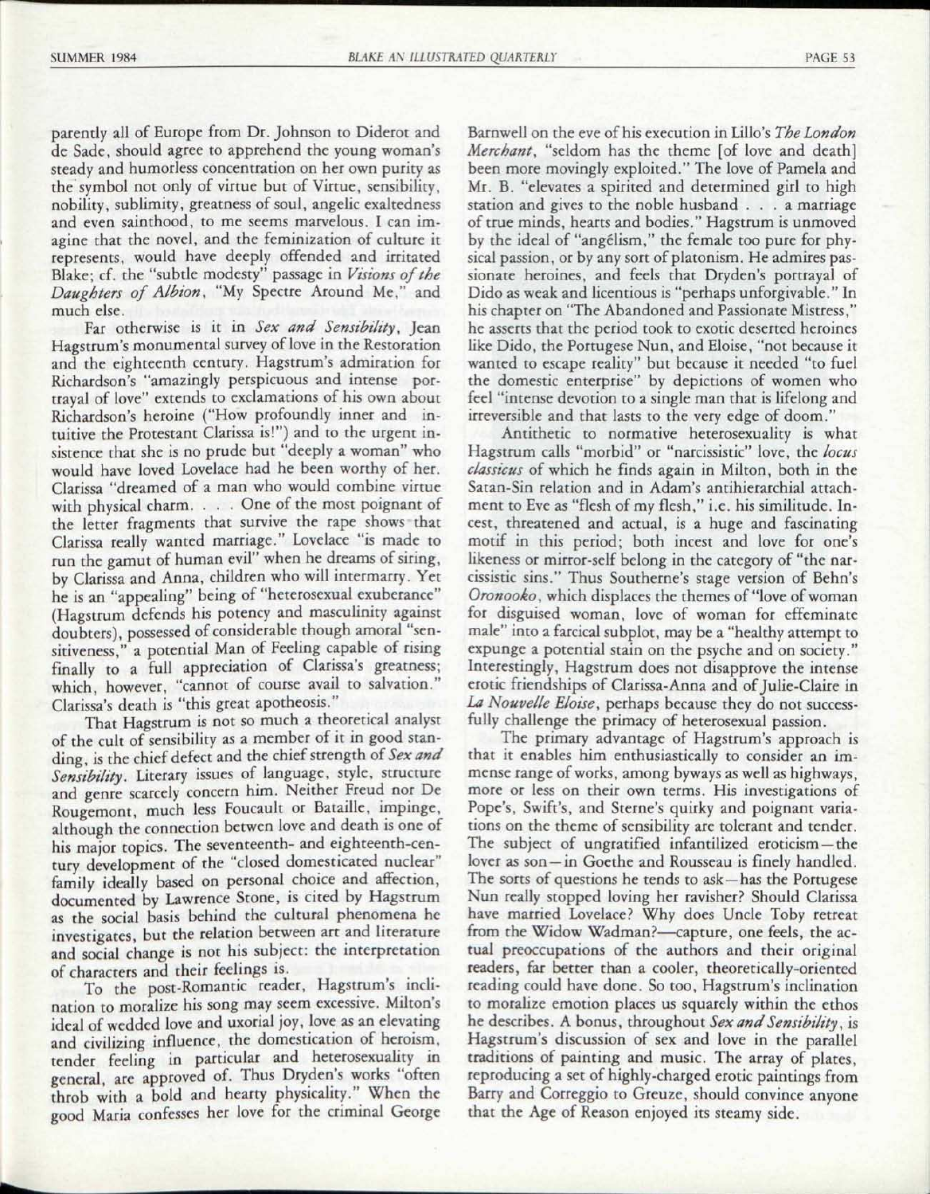parently all of Europe from Dr. Johnson to Diderot and de Sade, should agree to apprehend the young woman's steady and humorless concentration on her own purity as the symbol not only of virtue but of Virtue, sensibility, nobility, sublimity, greatness of soul, angelic exaltedness and even sainthood, to me seems marvelous. I can imagine that the novel, and the feminization of culture it represents, would have deeply offended and irritated Blake; cf. the "subtle modesty" passage in *Visions of the Daughters of Albion*, "My Spectre Around Me," and much else.

Far otherwise is it in *Sex and Sensibility*, Jean Hagstrum's monumental survey of love in the Restoration and the eighteenth century. Hagstrum's admiration for Richardson's "amazingly perspicuous and intense portrayal of love" extends to exclamations of his own about Richardson's heroine ("How profoundly inner and intuitive the Protestant Clarissa is!") and to the urgent insistence that she is no prude but "deeply a woman" who would have loved Lovelace had he been worthy of her. Clarissa "dreamed of a man who would combine virtue with physical charm. . . . One of the most poignant of the letter fragments that survive the rape shows that Clarissa really wanted marriage." Lovelace "is made to run the gamut of human evil" when he dreams of siring, by Clarissa and Anna, children who will intermarry. Yet he is an "appealing" being of "heterosexual exuberance" (Hagstrum defends his potency and masculinity against doubters), possessed of considerable though amoral "sensitiveness," a potential Man of Feeling capable of rising finally to a full appreciation of Clarissa's greatness; which, however, "cannot of course avail to salvation." Clarissa's death is "this great apotheosis."

That Hagstrum is not so much a theoretical analyst of the cult of sensibility as a member of it in good standing, is the chief defect and the chief strength of *Sex and Sensibility*. Literary issues of language, style, structure and genre scarcely concern him. Neither Freud nor De Rougemont, much less Foucault or Bataille, impinge, although the connection betwen love and death is one of his major topics. The seventeenth- and eighteenth-century development of the "closed domesticated nuclear" family ideally based on personal choice and affection, documented by Lawrence Stone, is cited by Hagstrum as the social basis behind the cultural phenomena he investigates, but the relation between art and literature and social change is not his subject: the interpretation of characters and their feelings is.

To the post-Romantic reader, Hagstrum's inclination to moralize his song may seem excessive. Milton's ideal of wedded love and uxorial joy, love as an elevating and civilizing influence, the domestication of heroism, tender feeling in particular and heterosexuality in general, are approved of. Thus Dryden's works "often throb with a bold and hearty physicality." When the good Maria confesses her love for the criminal George Barnwell on the eve of his execution in Lillo's *The London Merchant*, "seldom has the theme [of love and death] been more movingly exploited." The love of Pamela and Mr. B. "elevates a spirited and determined girl to high station and gives to the noble husband . . . a marriage of true minds, hearts and bodies." Hagstrum is unmoved by the ideal of "angélism," the female too pure for physical passion, or by any sort of platonism. He admires passionate heroines, and feels that Dryden's portrayal of Dido as weak and licentious is "perhaps unforgivable." In his chapter on "The Abandoned and Passionate Mistress," he asserts that the period took to exotic deserted heroines like Dido, the Portugese Nun, and Eloise, "not because it wanted to escape reality" but because it needed "to fuel the domestic enterprise" by depictions of women who feel "intense devotion to a single man that is lifelong and irreversible and that lasts to the very edge of doom."

Antithetic to normative heterosexuality is what Hagstrum calls "morbid" or "narcissistic" love, the *locus classicus* of which he finds again in Milton, both in the Satan-Sin relation and in Adam's antihierarchial attachment to Eve as "flesh of my flesh," i.e. his similitude. Incest, threatened and actual, is a huge and fascinating motif in this period; both incest and love for one's likeness or mirror-self belong in the category of "the narcissistic sins." Thus Southerne's stage version of Behn's *Oronooko*, which displaces the themes of "love of woman for disguised woman, love of woman for effeminate male" into a farcical subplot, may be a "healthy attempt to expunge a potential stain on the psyche and on society." Interestingly, Hagstrum does not disapprove the intense erotic friendships of Clarissa-Anna and of Julie-Claire in *La Nouvelle Eloise*, perhaps because they do not successfully challenge the primacy of heterosexual passion.

The primary advantage of Hagstrum's approach is that it enables him enthusiastically to consider an immense range of works, among byways as well as highways, more or less on their own terms. His investigations of Pope's, Swift's, and Sterne's quirky and poignant variations on the theme of sensibility are tolerant and tender. The subject of ungratified infantilized eroticism—the lover as son—in Goethe and Rousseau is finely handled. The sorts of questions he tends to ask—has the Portugese Nun really stopped loving her ravisher? Should Clarissa have married Lovelace? Why does Uncle Toby retreat from the Widow Wadman?—capture, one feels, the actual preoccupations of the authors and their original readers, far better than a cooler, theoretically-oriented reading could have done. So too, Hagstrum's inclination to moralize emotion places us squarely within the ethos he describes. A bonus, throughout *Sex and Sensibility*, is Hagstrum's discussion of sex and love in the parallel traditions of painting and music. The array of plates, reproducing a set of highly-charged erotic paintings from Barry and Correggio to Greuze, should convince anyone that the Age of Reason enjoyed its steamy side.